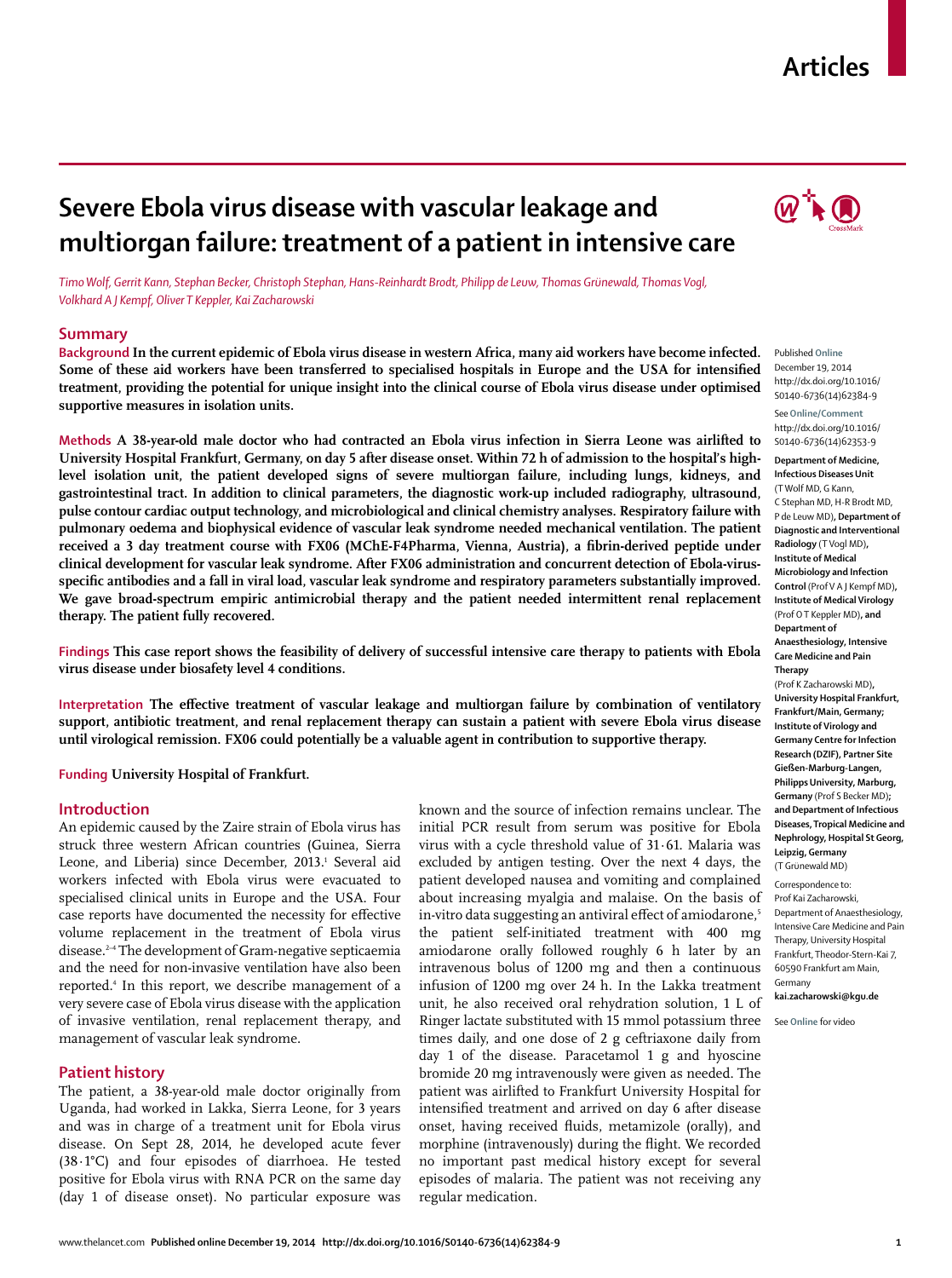# Severe Ebola virus disease with vascular leakage and multiorgan failure: treatment of a patient in intensive care

*Timo Wolf, Gerrit Kann, Stephan Becker, Christoph Stephan, Hans-Reinhardt Brodt, Philipp de Leuw, Thomas Grünewald, Thomas Vogl, Volkhard A J Kempf, Oliver T Keppler, Kai Zacharowski*

## Summary

**Background** **In the current epidemic of Ebola virus disease in western Africa, many aid workers have become infected. Some of these aid workers have been transferred to specialised hospitals in Europe and the USA for intensified treatment, providing the potential for unique insight into the clinical course of Ebola virus disease under optimised supportive measures in isolation units.**

**Methods** **A 38-year-old male doctor who had contracted an Ebola virus infection in Sierra Leone was airlifted to University Hospital Frankfurt, Germany, on day 5 after disease onset. Within 72 h of admission to the hospital's high-level isolation unit, the patient developed signs of severe multiorgan failure, including lungs, kidneys, and gastrointestinal tract. In addition to clinical parameters, the diagnostic work-up included radiography, ultrasound, pulse contour cardiac output technology, and microbiological and clinical chemistry analyses. Respiratory failure with pulmonary oedema and biophysical evidence of vascular leak syndrome needed mechanical ventilation. The patient received a 3 day treatment course with FX06 (MChE-F4Pharma, Vienna, Austria), a fibrin-derived peptide under clinical development for vascular leak syndrome. After FX06 administration and concurrent detection of Ebola-virus-specific antibodies and a fall in viral load, vascular leak syndrome and respiratory parameters substantially improved. We gave broad-spectrum empiric antimicrobial therapy and the patient needed intermittent renal replacement therapy. The patient fully recovered.**

**Findings** **This case report shows the feasibility of delivery of successful intensive care therapy to patients with Ebola virus disease under biosafety level 4 conditions.**

**Interpretation** **The effective treatment of vascular leakage and multiorgan failure by combination of ventilatory support, antibiotic treatment, and renal replacement therapy can sustain a patient with severe Ebola virus disease until virological remission. FX06 could potentially be a valuable agent in contribution to supportive therapy.**

**Funding** **University Hospital of Frankfurt.**

Published **Online** December 19, 2014 http://dx.doi.org/10.1016/S0140-6736(14)62384-9

See **Online/Comment** http://dx.doi.org/10.1016/S0140-6736(14)62353-9

**Department of Medicine, Infectious Diseases Unit** (T Wolf MD, G Kann, C Stephan MD, H-R Brodt MD, P de Leuw MD)**, Department of Diagnostic and Interventional Radiology** (T Vogl MD)**, Institute of Medical Microbiology and Infection Control** (Prof V A J Kempf MD)**, Institute of Medical Virology** (Prof O T Keppler MD)**, and Department of Anaesthesiology, Intensive Care Medicine and Pain Therapy** (Prof K Zacharowski MD)**, University Hospital Frankfurt, Frankfurt/Main, Germany; Institute of Virology and Germany Centre for Infection Research (DZIF), Partner Site Gießen-Marburg-Langen, Philipps University, Marburg, Germany** (Prof S Becker MD)**; and Department of Infectious Diseases, Tropical Medicine and Nephrology, Hospital St Georg, Leipzig, Germany** (T Grünewald MD)

Correspondence to: Prof Kai Zacharowski, Department of Anaesthesiology, Intensive Care Medicine and Pain Therapy, University Hospital Frankfurt, Theodor-Stern-Kai 7, 60590 Frankfurt am Main, Germany **kai.zacharowski@kgu.de**

See **Online** for video

## Introduction

An epidemic caused by the Zaire strain of Ebola virus has struck three western African countries (Guinea, Sierra Leone, and Liberia) since December, 2013.[1] Several aid workers infected with Ebola virus were evacuated to specialised clinical units in Europe and the USA. Four case reports have documented the necessity for effective volume replacement in the treatment of Ebola virus disease.[2–4] The development of Gram-negative septicaemia and the need for non-invasive ventilation have also been reported.[4] In this report, we describe management of a very severe case of Ebola virus disease with the application of invasive ventilation, renal replacement therapy, and management of vascular leak syndrome.

## Patient history

The patient, a 38-year-old male doctor originally from Uganda, had worked in Lakka, Sierra Leone, for 3 years and was in charge of a treatment unit for Ebola virus disease. On Sept 28, 2014, he developed acute fever (38·1°C) and four episodes of diarrhoea. He tested positive for Ebola virus with RNA PCR on the same day (day 1 of disease onset). No particular exposure was known and the source of infection remains unclear. The initial PCR result from serum was positive for Ebola virus with a cycle threshold value of 31·61. Malaria was excluded by antigen testing. Over the next 4 days, the patient developed nausea and vomiting and complained about increasing myalgia and malaise. On the basis of in-vitro data suggesting an antiviral effect of amiodarone,[5] the patient self-initiated treatment with 400 mg amiodarone orally followed roughly 6 h later by an intravenous bolus of 1200 mg and then a continuous infusion of 1200 mg over 24 h. In the Lakka treatment unit, he also received oral rehydration solution, 1 L of Ringer lactate substituted with 15 mmol potassium three times daily, and one dose of 2 g ceftriaxone daily from day 1 of the disease. Paracetamol 1 g and hyoscine bromide 20 mg intravenously were given as needed. The patient was airlifted to Frankfurt University Hospital for intensified treatment and arrived on day 6 after disease onset, having received fluids, metamizole (orally), and morphine (intravenously) during the flight. We recorded no important past medical history except for several episodes of malaria. The patient was not receiving any regular medication.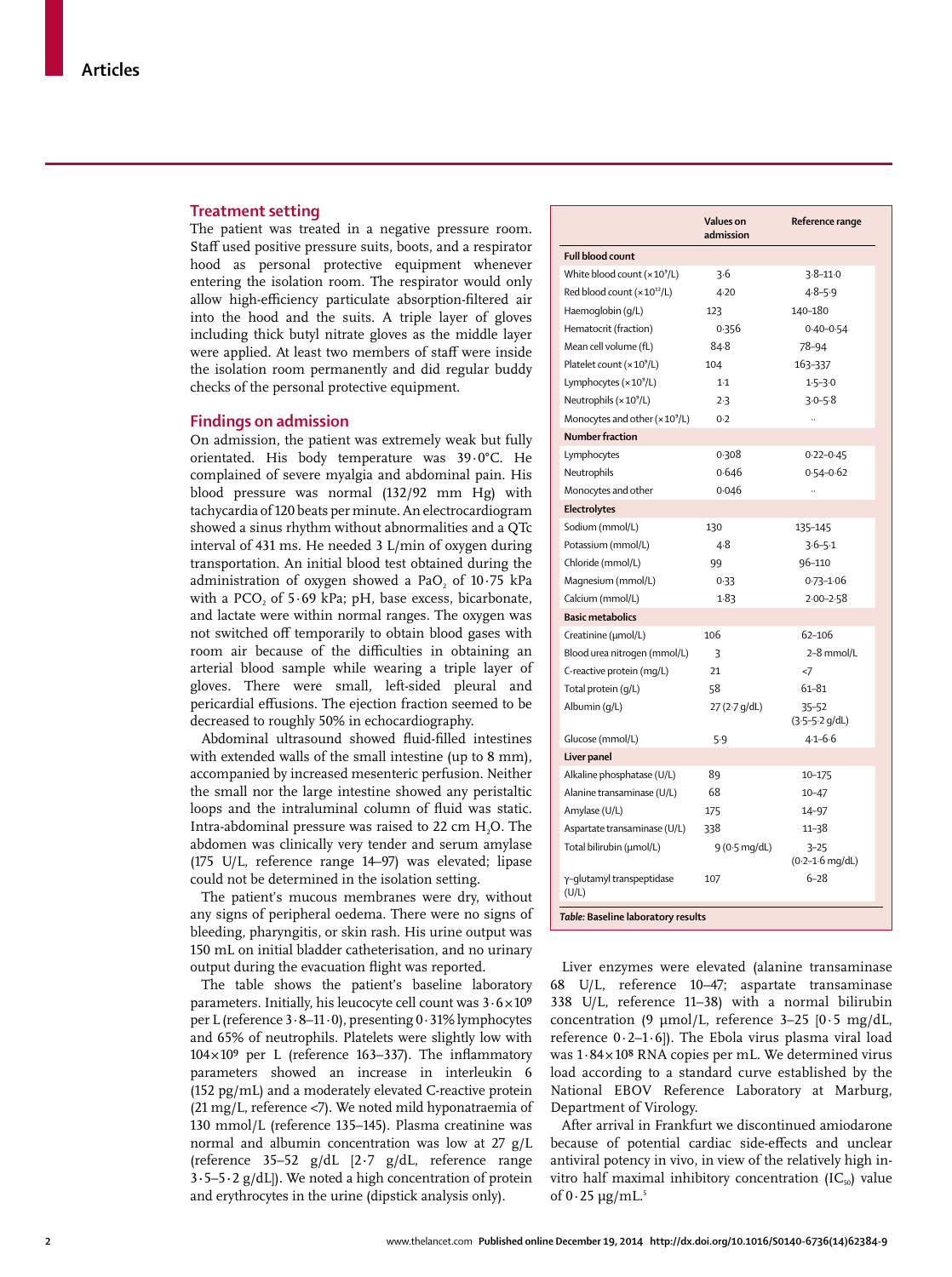## Treatment setting

The patient was treated in a negative pressure room. Staff used positive pressure suits, boots, and a respirator hood as personal protective equipment whenever entering the isolation room. The respirator would only allow high-efficiency particulate absorption-filtered air into the hood and the suits. A triple layer of gloves including thick butyl nitrate gloves as the middle layer were applied. At least two members of staff were inside the isolation room permanently and did regular buddy checks of the personal protective equipment.

## Findings on admission

On admission, the patient was extremely weak but fully orientated. His body temperature was 39·0°C. He complained of severe myalgia and abdominal pain. His blood pressure was normal (132/92 mm Hg) with tachycardia of 120 beats per minute. An electrocardiogram showed a sinus rhythm without abnormalities and a QTc interval of 431 ms. He needed 3 L/min of oxygen during transportation. An initial blood test obtained during the administration of oxygen showed a $PaO_2$ of 10·75 kPa with a $PCO_2$ of 5·69 kPa; pH, base excess, bicarbonate, and lactate were within normal ranges. The oxygen was not switched off temporarily to obtain blood gases with room air because of the difficulties in obtaining an arterial blood sample while wearing a triple layer of gloves. There were small, left-sided pleural and pericardial effusions. The ejection fraction seemed to be decreased to roughly 50% in echocardiography.

Abdominal ultrasound showed fluid-filled intestines with extended walls of the small intestine (up to 8 mm), accompanied by increased mesenteric perfusion. Neither the small nor the large intestine showed any peristaltic loops and the intraluminal column of fluid was static. Intra-abdominal pressure was raised to 22 cm $H_2O$. The abdomen was clinically very tender and serum amylase (175 U/L, reference range 14–97) was elevated; lipase could not be determined in the isolation setting.

The patient's mucous membranes were dry, without any signs of peripheral oedema. There were no signs of bleeding, pharyngitis, or skin rash. His urine output was 150 mL on initial bladder catheterisation, and no urinary output during the evacuation flight was reported.

The table shows the patient's baseline laboratory parameters. Initially, his leucocyte cell count was $3·6 \times 10^9$ per L (reference 3·8–11·0), presenting 0·31% lymphocytes and 65% of neutrophils. Platelets were slightly low with $104 \times 10^9$ per L (reference 163–337). The inflammatory parameters showed an increase in interleukin 6 (152 pg/mL) and a moderately elevated C-reactive protein (21 mg/L, reference <7). We noted mild hyponatraemia of 130 mmol/L (reference 135–145). Plasma creatinine was normal and albumin concentration was low at 27 g/L (reference 35–52 g/dL [2·7 g/dL, reference range 3·5–5·2 g/dL]). We noted a high concentration of protein and erythrocytes in the urine (dipstick analysis only).

| | Values on admission | Reference range |
|---|---|---|
| **Full blood count** | | |
| White blood count ($\times 10^9$/L) | 3·6 | 3·8–11·0 |
| Red blood count ($\times 10^{12}$/L) | 4·20 | 4·8–5·9 |
| Haemoglobin (g/L) | 123 | 140–180 |
| Hematocrit (fraction) | 0·356 | 0·40–0·54 |
| Mean cell volume (fL) | 84·8 | 78–94 |
| Platelet count ($\times 10^9$/L) | 104 | 163–337 |
| Lymphocytes ($\times 10^9$/L) | 1·1 | 1·5–3·0 |
| Neutrophils ($\times 10^9$/L) | 2·3 | 3·0–5·8 |
| Monocytes and other ($\times 10^9$/L) | 0·2 | .. |
| **Number fraction** | | |
| Lymphocytes | 0·308 | 0·22–0·45 |
| Neutrophils | 0·646 | 0·54–0·62 |
| Monocytes and other | 0·046 | .. |
| **Electrolytes** | | |
| Sodium (mmol/L) | 130 | 135–145 |
| Potassium (mmol/L) | 4·8 | 3·6–5·1 |
| Chloride (mmol/L) | 99 | 96–110 |
| Magnesium (mmol/L) | 0·33 | 0·73–1·06 |
| Calcium (mmol/L) | 1·83 | 2·00–2·58 |
| **Basic metabolics** | | |
| Creatinine (μmol/L) | 106 | 62–106 |
| Blood urea nitrogen (mmol/L) | 3 | 2–8 mmol/L |
| C-reactive protein (mg/L) | 21 | <7 |
| Total protein (g/L) | 58 | 61–81 |
| Albumin (g/L) | 27 (2·7 g/dL) | 35–52 (3·5–5·2 g/dL) |
| Glucose (mmol/L) | 5·9 | 4·1–6·6 |
| **Liver panel** | | |
| Alkaline phosphatase (U/L) | 89 | 10–175 |
| Alanine transaminase (U/L) | 68 | 10–47 |
| Amylase (U/L) | 175 | 14–97 |
| Aspartate transaminase (U/L) | 338 | 11–38 |
| Total bilirubin (μmol/L) | 9 (0·5 mg/dL) | 3–25 (0·2–1·6 mg/dL) |
| γ-glutamyl transpeptidase (U/L) | 107 | 6–28 |

*Table:* **Baseline laboratory results**

Liver enzymes were elevated (alanine transaminase 68 U/L, reference 10–47; aspartate transaminase 338 U/L, reference 11–38) with a normal bilirubin concentration (9 μmol/L, reference 3–25 [0·5 mg/dL, reference 0·2–1·6]). The Ebola virus plasma viral load was $1·84 \times 10^8$ RNA copies per mL. We determined virus load according to a standard curve established by the National EBOV Reference Laboratory at Marburg, Department of Virology.

After arrival in Frankfurt we discontinued amiodarone because of potential cardiac side-effects and unclear antiviral potency in vivo, in view of the relatively high in-vitro half maximal inhibitory concentration ($IC_{50}$) value of 0·25 μg/mL.[5]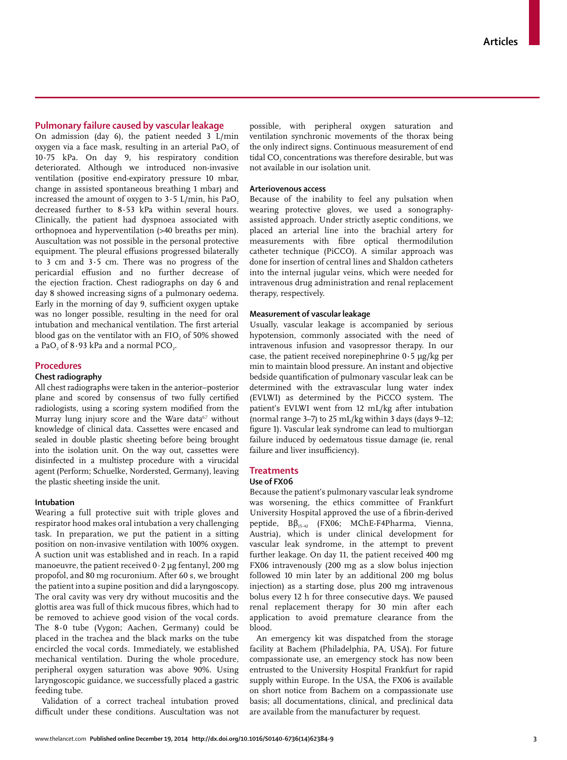## Pulmonary failure caused by vascular leakage

On admission (day 6), the patient needed 3 L/min oxygen via a face mask, resulting in an arterial $PaO_2$ of 10·75 kPa. On day 9, his respiratory condition deteriorated. Although we introduced non-invasive ventilation (positive end-expiratory pressure 10 mbar, change in assisted spontaneous breathing 1 mbar) and increased the amount of oxygen to 3·5 L/min, his $PaO_2$ decreased further to 8·53 kPa within several hours. Clinically, the patient had dyspnoea associated with orthopnoea and hyperventilation (>40 breaths per min). Auscultation was not possible in the personal protective equipment. The pleural effusions progressed bilaterally to 3 cm and 3·5 cm. There was no progress of the pericardial effusion and no further decrease of the ejection fraction. Chest radiographs on day 6 and day 8 showed increasing signs of a pulmonary oedema. Early in the morning of day 9, sufficient oxygen uptake was no longer possible, resulting in the need for oral intubation and mechanical ventilation. The first arterial blood gas on the ventilator with an $FIO_2$ of 50% showed a $PaO_2$ of 8·93 kPa and a normal $PCO_2$.

## Procedures

### Chest radiography

All chest radiographs were taken in the anterior–posterior plane and scored by consensus of two fully certified radiologists, using a scoring system modified from the Murray lung injury score and the Ware data[6,7] without knowledge of clinical data. Cassettes were encased and sealed in double plastic sheeting before being brought into the isolation unit. On the way out, cassettes were disinfected in a multistep procedure with a virucidal agent (Perform; Schuelke, Norderstedt, Germany), leaving the plastic sheeting inside the unit.

### Intubation

Wearing a full protective suit with triple gloves and respirator hood makes oral intubation a very challenging task. In preparation, we put the patient in a sitting position on non-invasive ventilation with 100% oxygen. A suction unit was established and in reach. In a rapid manoeuvre, the patient received 0·2 µg fentanyl, 200 mg propofol, and 80 mg rocuronium. After 60 s, we brought the patient into a supine position and did a laryngoscopy. The oral cavity was very dry without mucositis and the glottis area was full of thick mucous fibres, which had to be removed to achieve good vision of the vocal cords. The 8·0 tube (Vygon; Aachen, Germany) could be placed in the trachea and the black marks on the tube encircled the vocal cords. Immediately, we established mechanical ventilation. During the whole procedure, peripheral oxygen saturation was above 90%. Using laryngoscopic guidance, we successfully placed a gastric feeding tube.

Validation of a correct tracheal intubation proved difficult under these conditions. Auscultation was not possible, with peripheral oxygen saturation and ventilation synchronic movements of the thorax being the only indirect signs. Continuous measurement of end tidal $CO_2$ concentrations was therefore desirable, but was not available in our isolation unit.

### Arteriovenous access

Because of the inability to feel any pulsation when wearing protective gloves, we used a sonography-assisted approach. Under strictly aseptic conditions, we placed an arterial line into the brachial artery for measurements with fibre optical thermodilution catheter technique (PiCCO). A similar approach was done for insertion of central lines and Shaldon catheters into the internal jugular veins, which were needed for intravenous drug administration and renal replacement therapy, respectively.

### Measurement of vascular leakage

Usually, vascular leakage is accompanied by serious hypotension, commonly associated with the need of intravenous infusion and vasopressor therapy. In our case, the patient received norepinephrine 0·5 µg/kg per min to maintain blood pressure. An instant and objective bedside quantification of pulmonary vascular leak can be determined with the extravascular lung water index (EVLWI) as determined by the PiCCO system. The patient's EVLWI went from 12 mL/kg after intubation (normal range 3–7) to 25 mL/kg within 3 days (days 9–12; figure 1). Vascular leak syndrome can lead to multiorgan failure induced by oedematous tissue damage (ie, renal failure and liver insufficiency).

## Treatments

### Use of FX06

Because the patient's pulmonary vascular leak syndrome was worsening, the ethics committee of Frankfurt University Hospital approved the use of a fibrin-derived peptide, $B\beta_{15-42}$ (FX06; MChE-F4Pharma, Vienna, Austria), which is under clinical development for vascular leak syndrome, in the attempt to prevent further leakage. On day 11, the patient received 400 mg FX06 intravenously (200 mg as a slow bolus injection followed 10 min later by an additional 200 mg bolus injection) as a starting dose, plus 200 mg intravenous bolus every 12 h for three consecutive days. We paused renal replacement therapy for 30 min after each application to avoid premature clearance from the blood.

An emergency kit was dispatched from the storage facility at Bachem (Philadelphia, PA, USA). For future compassionate use, an emergency stock has now been entrusted to the University Hospital Frankfurt for rapid supply within Europe. In the USA, the FX06 is available on short notice from Bachem on a compassionate use basis; all documentations, clinical, and preclinical data are available from the manufacturer by request.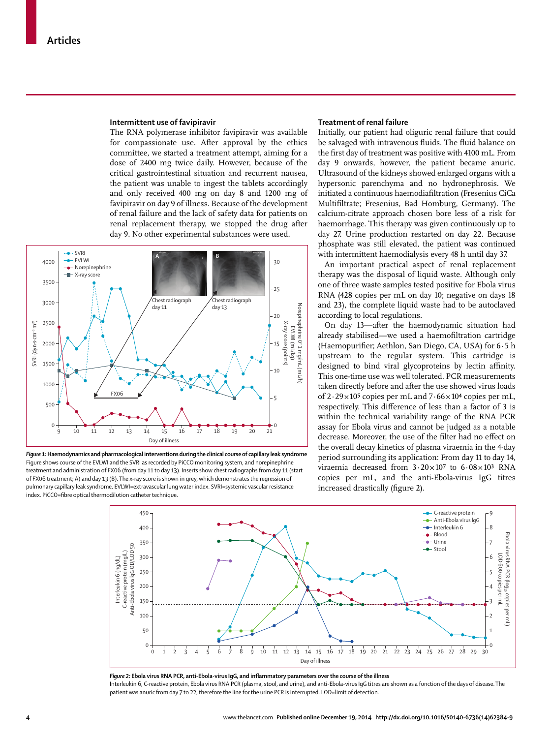### Intermittent use of favipiravir

The RNA polymerase inhibitor favipiravir was available for compassionate use. After approval by the ethics committee, we started a treatment attempt, aiming for a dose of 2400 mg twice daily. However, because of the critical gastrointestinal situation and recurrent nausea, the patient was unable to ingest the tablets accordingly and only received 400 mg on day 8 and 1200 mg of favipiravir on day 9 of illness. Because of the development of renal failure and the lack of safety data for patients on renal replacement therapy, we stopped the drug after day 9. No other experimental substances were used.

**Figure 1: Haemodynamics and pharmacological interventions during the clinical course of capillary leak syndrome**
Figure shows course of the EVLWI and the SVRI as recorded by PiCCO monitoring system, and norepinephrine treatment and administration of FX06 (from day 11 to day 13). Inserts show chest radiographs from day 11 (start of FX06 treatment; A) and day 13 (B). The x-ray score is shown in grey, which demonstrates the regression of pulmonary capillary leak syndrome. EVLWI=extravascular lung water index. SVRI=systemic vascular resistance index. PiCCO=fibre optical thermodilution catheter technique.

### Treatment of renal failure

Initially, our patient had oliguric renal failure that could be salvaged with intravenous fluids. The fluid balance on the first day of treatment was positive with 4100 mL. From day 9 onwards, however, the patient became anuric. Ultrasound of the kidneys showed enlarged organs with a hypersonic parenchyma and no hydronephrosis. We initiated a continuous haemodiafiltration (Fresenius CiCa Multifiltrate; Fresenius, Bad Homburg, Germany). The calcium-citrate approach chosen bore less of a risk for haemorrhage. This therapy was given continuously up to day 27. Urine production restarted on day 22. Because phosphate was still elevated, the patient was continued with intermittent haemodialysis every 48 h until day 37.

An important practical aspect of renal replacement therapy was the disposal of liquid waste. Although only one of three waste samples tested positive for Ebola virus RNA (428 copies per mL on day 10; negative on days 18 and 23), the complete liquid waste had to be autoclaved according to local regulations.

On day 13—after the haemodynamic situation had already stabilised—we used a haemofiltration cartridge (Haemopurifier; Aethlon, San Diego, CA, USA) for 6·5 h upstream to the regular system. This cartridge is designed to bind viral glycoproteins by lectin affinity. This one-time use was well tolerated. PCR measurements taken directly before and after the use showed virus loads of $2{\cdot}29\times10^5$ copies per mL and $7{\cdot}66\times10^4$ copies per mL, respectively. This difference of less than a factor of 3 is within the technical variability range of the RNA PCR assay for Ebola virus and cannot be judged as a notable decrease. Moreover, the use of the filter had no effect on the overall decay kinetics of plasma viraemia in the 4-day period surrounding its application: From day 11 to day 14, viraemia decreased from $3{\cdot}20\times10^7$ to $6{\cdot}08\times10^3$ RNA copies per mL, and the anti-Ebola-virus IgG titres increased drastically (figure 2).

**Figure 2: Ebola virus RNA PCR, anti-Ebola-virus IgG, and inflammatory parameters over the course of the illness**
Interleukin 6, C-reactive protein, Ebola virus RNA PCR (plasma, stool, and urine), and anti-Ebola-virus IgG titres are shown as a function of the days of disease. The patient was anuric from day 7 to 22, therefore the line for the urine PCR is interrupted. LOD=limit of detection.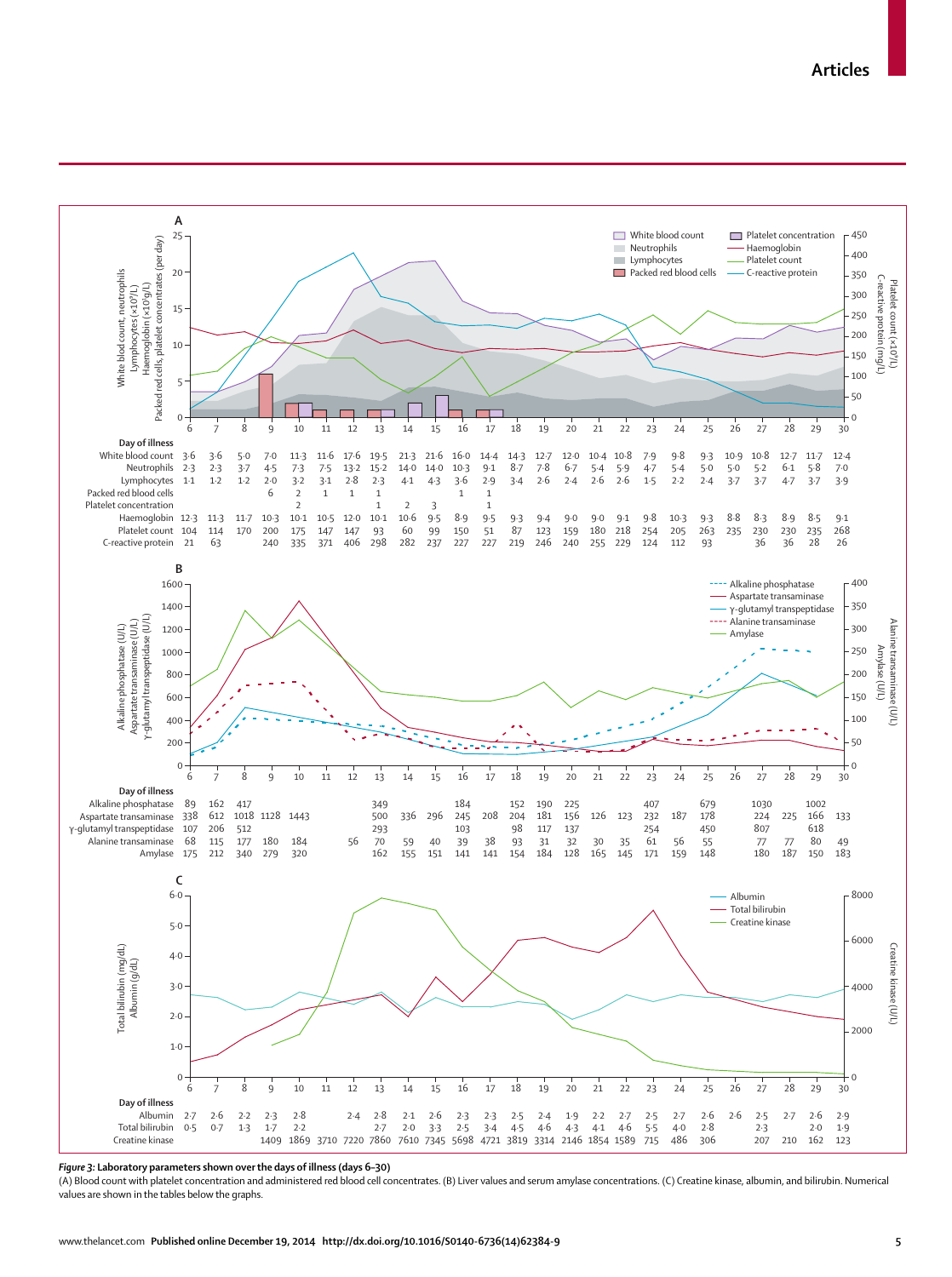**A**

| Day of illness | 6 | 7 | 8 | 9 | 10 | 11 | 12 | 13 | 14 | 15 | 16 | 17 | 18 | 19 | 20 | 21 | 22 | 23 | 24 | 25 | 26 | 27 | 28 | 29 | 30 |
|---|---|---|---|---|---|---|---|---|---|---|---|---|---|---|---|---|---|---|---|---|---|---|---|---|---|
| White blood count | 3·6 | 3·6 | 5·0 | 7·0 | 11·3 | 11·6 | 17·6 | 19·5 | 21·3 | 21·6 | 16·0 | 14·4 | 14·3 | 12·7 | 12·0 | 10·4 | 10·8 | 7·9 | 9·8 | 9·3 | 10·9 | 10·8 | 12·7 | 11·7 | 12·4 |
| Neutrophils | 2·3 | 2·3 | 3·7 | 4·5 | 7·3 | 7·5 | 13·2 | 15·2 | 14·0 | 14·0 | 10·3 | 9·1 | 8·7 | 7·8 | 6·7 | 5·4 | 5·9 | 4·7 | 5·4 | 5·0 | 5·0 | 5·2 | 6·1 | 5·8 | 7·0 |
| Lymphocytes | 1·1 | 1·2 | 1·2 | 2·0 | 3·2 | 3·1 | 2·8 | 2·3 | 4·1 | 4·3 | 3·6 | 2·9 | 3·4 | 2·6 | 2·4 | 2·6 | 2·6 | 1·5 | 2·2 | 2·4 | 3·7 | 3·7 | 4·7 | 3·7 | 3·9 |
| Packed red blood cells | | | | 6 | 2 | 1 | 1 | 1 | | | 1 | 1 | | | | | | | | | | | | | |
| Platelet concentration | | | | | 2 | | | 1 | 2 | 3 | | 1 | | | | | | | | | | | | | |
| Haemoglobin | 12·3 | 11·3 | 11·7 | 10·3 | 10·1 | 10·5 | 12·0 | 10·1 | 10·6 | 9·5 | 8·9 | 9·5 | 9·3 | 9·4 | 9·0 | 9·0 | 9·1 | 9·8 | 10·3 | 9·3 | 8·8 | 8·3 | 8·9 | 8·5 | 9·1 |
| Platelet count | 104 | 114 | 170 | 200 | 175 | 147 | 147 | 93 | 60 | 99 | 150 | 51 | 87 | 123 | 159 | 180 | 218 | 254 | 205 | 263 | 235 | 230 | 230 | 235 | 268 |
| C-reactive protein | 21 | 63 | | 240 | 335 | 371 | 406 | 298 | 282 | 237 | 227 | 227 | 219 | 246 | 240 | 255 | 229 | 124 | 112 | 93 | | 36 | 36 | 28 | 26 |

**B**

| Day of illness | 6 | 7 | 8 | 9 | 10 | 11 | 12 | 13 | 14 | 15 | 16 | 17 | 18 | 19 | 20 | 21 | 22 | 23 | 24 | 25 | 26 | 27 | 28 | 29 | 30 |
|---|---|---|---|---|---|---|---|---|---|---|---|---|---|---|---|---|---|---|---|---|---|---|---|---|---|
| Alkaline phosphatase | 89 | 162 | 417 | | | | | 349 | | | 184 | | 152 | 190 | 225 | | | 407 | | 679 | | 1030 | | 1002 | |
| Aspartate transaminase | 338 | 612 | 1018 | 1128 | 1443 | | | 500 | 336 | 296 | 245 | 208 | 204 | 181 | 156 | 126 | 123 | 232 | 187 | 178 | | 224 | 225 | 166 | 133 |
| γ-glutamyl transpeptidase | 107 | 206 | 512 | | | | | 293 | | | 103 | | 98 | 117 | 137 | | | 254 | | 450 | | 807 | | 618 | |
| Alanine transaminase | 68 | 115 | 177 | 180 | 184 | | 56 | 70 | 59 | 40 | 39 | 38 | 93 | 31 | 32 | 30 | 35 | 61 | 56 | 55 | | 77 | 77 | 80 | 49 |
| Amylase | 175 | 212 | 340 | 279 | 320 | | | 162 | 155 | 151 | 141 | 141 | 154 | 184 | 128 | 165 | 145 | 171 | 159 | 148 | | 180 | 187 | 150 | 183 |

**C**

| Day of illness | 6 | 7 | 8 | 9 | 10 | 11 | 12 | 13 | 14 | 15 | 16 | 17 | 18 | 19 | 20 | 21 | 22 | 23 | 24 | 25 | 26 | 27 | 28 | 29 | 30 |
|---|---|---|---|---|---|---|---|---|---|---|---|---|---|---|---|---|---|---|---|---|---|---|---|---|---|
| Albumin | 2·7 | 2·6 | 2·2 | 2·3 | 2·8 | | 2·4 | 2·8 | 2·1 | 2·6 | 2·3 | 2·3 | 2·5 | 2·4 | 1·9 | 2·2 | 2·7 | 2·5 | 2·7 | 2·6 | 2·6 | 2·5 | 2·7 | 2·6 | 2·9 |
| Total bilirubin | 0·5 | 0·7 | 1·3 | 1·7 | 2·2 | | | 2·7 | 2·0 | 3·3 | 2·5 | 3·4 | 4·5 | 4·6 | 4·3 | 4·1 | 4·6 | 5·5 | 4·0 | 2·8 | | 2·3 | | 2·0 | 1·9 |
| Creatine kinase | | | | 1409 | 1869 | 3710 | 7220 | 7860 | 7610 | 7345 | 5698 | 4721 | 3819 | 3314 | 2146 | 1854 | 1589 | 715 | 486 | 306 | | 207 | 210 | 162 | 123 |

*Figure 3:* **Laboratory parameters shown over the days of illness (days 6–30)**
(A) Blood count with platelet concentration and administered red blood cell concentrates. (B) Liver values and serum amylase concentrations. (C) Creatine kinase, albumin, and bilirubin. Numerical values are shown in the tables below the graphs.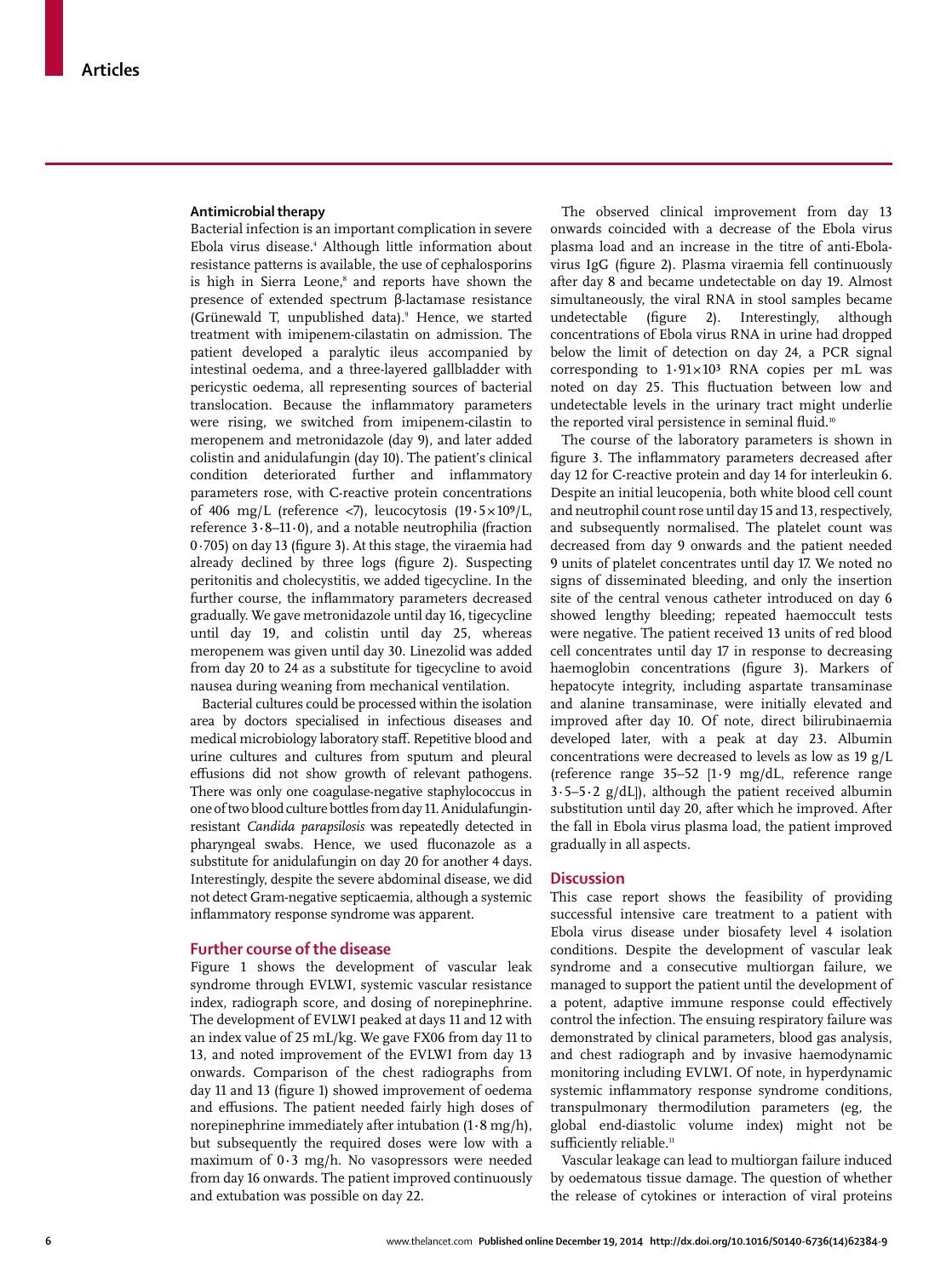### Antimicrobial therapy

Bacterial infection is an important complication in severe Ebola virus disease.[4] Although little information about resistance patterns is available, the use of cephalosporins is high in Sierra Leone,[8] and reports have shown the presence of extended spectrum β-lactamase resistance (Grünewald T, unpublished data).[9] Hence, we started treatment with imipenem-cilastatin on admission. The patient developed a paralytic ileus accompanied by intestinal oedema, and a three-layered gallbladder with pericystic oedema, all representing sources of bacterial translocation. Because the inflammatory parameters were rising, we switched from imipenem-cilastin to meropenem and metronidazole (day 9), and later added colistin and anidulafungin (day 10). The patient's clinical condition deteriorated further and inflammatory parameters rose, with C-reactive protein concentrations of 406 mg/L (reference <7), leucocytosis ($19·5\times10^9$/L, reference 3·8–11·0), and a notable neutrophilia (fraction 0·705) on day 13 (figure 3). At this stage, the viraemia had already declined by three logs (figure 2). Suspecting peritonitis and cholecystitis, we added tigecycline. In the further course, the inflammatory parameters decreased gradually. We gave metronidazole until day 16, tigecycline until day 19, and colistin until day 25, whereas meropenem was given until day 30. Linezolid was added from day 20 to 24 as a substitute for tigecycline to avoid nausea during weaning from mechanical ventilation.

Bacterial cultures could be processed within the isolation area by doctors specialised in infectious diseases and medical microbiology laboratory staff. Repetitive blood and urine cultures and cultures from sputum and pleural effusions did not show growth of relevant pathogens. There was only one coagulase-negative staphylococcus in one of two blood culture bottles from day 11. Anidulafungin-resistant *Candida parapsilosis* was repeatedly detected in pharyngeal swabs. Hence, we used fluconazole as a substitute for anidulafungin on day 20 for another 4 days. Interestingly, despite the severe abdominal disease, we did not detect Gram-negative septicaemia, although a systemic inflammatory response syndrome was apparent.

## Further course of the disease

Figure 1 shows the development of vascular leak syndrome through EVLWI, systemic vascular resistance index, radiograph score, and dosing of norepinephrine. The development of EVLWI peaked at days 11 and 12 with an index value of 25 mL/kg. We gave FX06 from day 11 to 13, and noted improvement of the EVLWI from day 13 onwards. Comparison of the chest radiographs from day 11 and 13 (figure 1) showed improvement of oedema and effusions. The patient needed fairly high doses of norepinephrine immediately after intubation (1·8 mg/h), but subsequently the required doses were low with a maximum of 0·3 mg/h. No vasopressors were needed from day 16 onwards. The patient improved continuously and extubation was possible on day 22.

The observed clinical improvement from day 13 onwards coincided with a decrease of the Ebola virus plasma load and an increase in the titre of anti-Ebola-virus IgG (figure 2). Plasma viraemia fell continuously after day 8 and became undetectable on day 19. Almost simultaneously, the viral RNA in stool samples became undetectable (figure 2). Interestingly, although concentrations of Ebola virus RNA in urine had dropped below the limit of detection on day 24, a PCR signal corresponding to $1·91\times10^3$ RNA copies per mL was noted on day 25. This fluctuation between low and undetectable levels in the urinary tract might underlie the reported viral persistence in seminal fluid.[10]

The course of the laboratory parameters is shown in figure 3. The inflammatory parameters decreased after day 12 for C-reactive protein and day 14 for interleukin 6. Despite an initial leucopenia, both white blood cell count and neutrophil count rose until day 15 and 13, respectively, and subsequently normalised. The platelet count was decreased from day 9 onwards and the patient needed 9 units of platelet concentrates until day 17. We noted no signs of disseminated bleeding, and only the insertion site of the central venous catheter introduced on day 6 showed lengthy bleeding; repeated haemoccult tests were negative. The patient received 13 units of red blood cell concentrates until day 17 in response to decreasing haemoglobin concentrations (figure 3). Markers of hepatocyte integrity, including aspartate transaminase and alanine transaminase, were initially elevated and improved after day 10. Of note, direct bilirubinaemia developed later, with a peak at day 23. Albumin concentrations were decreased to levels as low as 19 g/L (reference range 35–52 [1·9 mg/dL, reference range 3·5–5·2 g/dL]), although the patient received albumin substitution until day 20, after which he improved. After the fall in Ebola virus plasma load, the patient improved gradually in all aspects.

## Discussion

This case report shows the feasibility of providing successful intensive care treatment to a patient with Ebola virus disease under biosafety level 4 isolation conditions. Despite the development of vascular leak syndrome and a consecutive multiorgan failure, we managed to support the patient until the development of a potent, adaptive immune response could effectively control the infection. The ensuing respiratory failure was demonstrated by clinical parameters, blood gas analysis, and chest radiograph and by invasive haemodynamic monitoring including EVLWI. Of note, in hyperdynamic systemic inflammatory response syndrome conditions, transpulmonary thermodilution parameters (eg, the global end-diastolic volume index) might not be sufficiently reliable.[11]

Vascular leakage can lead to multiorgan failure induced by oedematous tissue damage. The question of whether the release of cytokines or interaction of viral proteins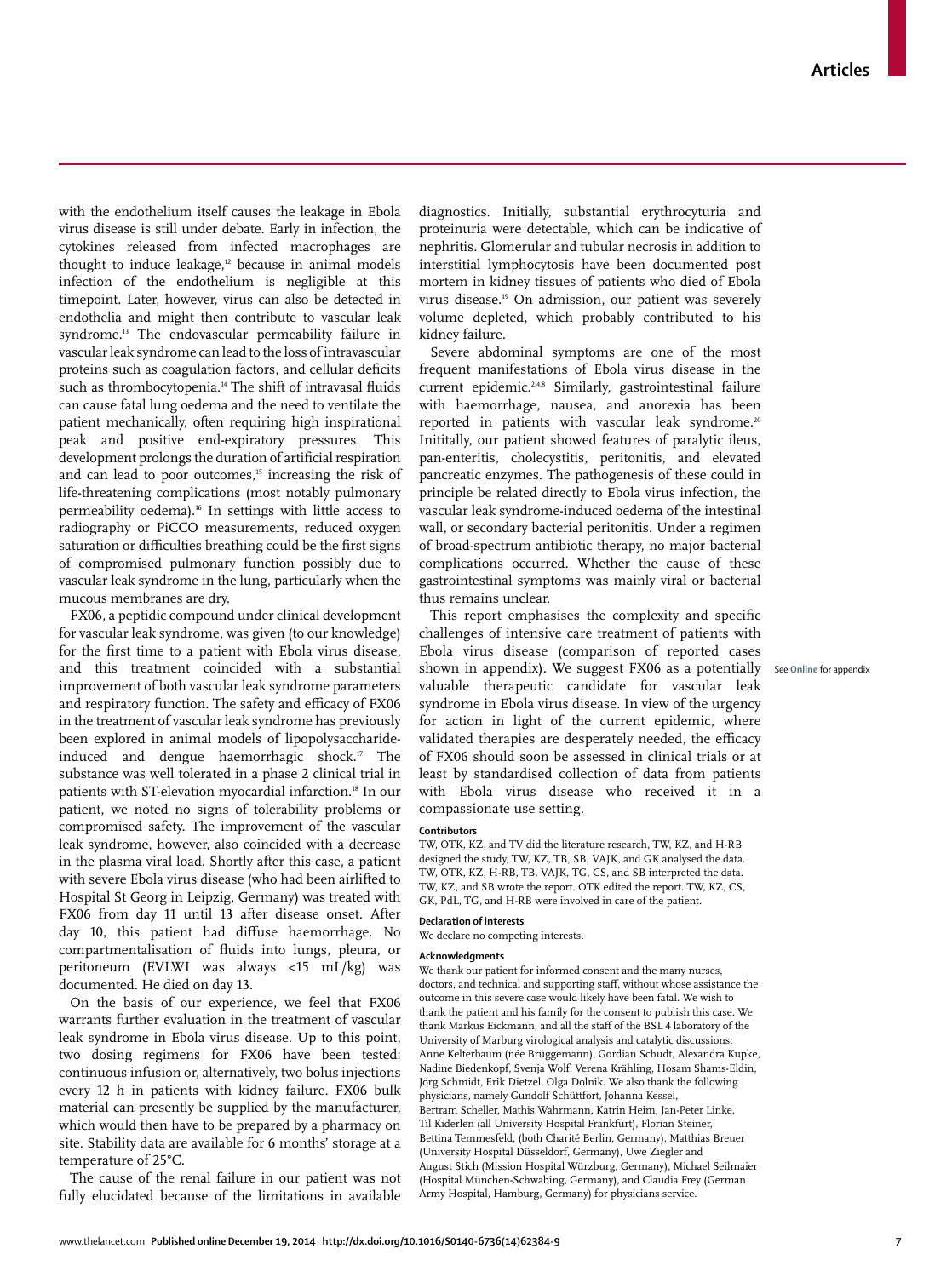with the endothelium itself causes the leakage in Ebola virus disease is still under debate. Early in infection, the cytokines released from infected macrophages are thought to induce leakage,[12] because in animal models infection of the endothelium is negligible at this timepoint. Later, however, virus can also be detected in endothelia and might then contribute to vascular leak syndrome.[13] The endovascular permeability failure in vascular leak syndrome can lead to the loss of intravascular proteins such as coagulation factors, and cellular deficits such as thrombocytopenia.[14] The shift of intravasal fluids can cause fatal lung oedema and the need to ventilate the patient mechanically, often requiring high inspirational peak and positive end-expiratory pressures. This development prolongs the duration of artificial respiration and can lead to poor outcomes,[15] increasing the risk of life-threatening complications (most notably pulmonary permeability oedema).[16] In settings with little access to radiography or PiCCO measurements, reduced oxygen saturation or difficulties breathing could be the first signs of compromised pulmonary function possibly due to vascular leak syndrome in the lung, particularly when the mucous membranes are dry.

FX06, a peptidic compound under clinical development for vascular leak syndrome, was given (to our knowledge) for the first time to a patient with Ebola virus disease, and this treatment coincided with a substantial improvement of both vascular leak syndrome parameters and respiratory function. The safety and efficacy of FX06 in the treatment of vascular leak syndrome has previously been explored in animal models of lipopolysaccharide-induced and dengue haemorrhagic shock.[17] The substance was well tolerated in a phase 2 clinical trial in patients with ST-elevation myocardial infarction.[18] In our patient, we noted no signs of tolerability problems or compromised safety. The improvement of the vascular leak syndrome, however, also coincided with a decrease in the plasma viral load. Shortly after this case, a patient with severe Ebola virus disease (who had been airlifted to Hospital St Georg in Leipzig, Germany) was treated with FX06 from day 11 until 13 after disease onset. After day 10, this patient had diffuse haemorrhage. No compartmentalisation of fluids into lungs, pleura, or peritoneum (EVLWI was always <15 mL/kg) was documented. He died on day 13.

On the basis of our experience, we feel that FX06 warrants further evaluation in the treatment of vascular leak syndrome in Ebola virus disease. Up to this point, two dosing regimens for FX06 have been tested: continuous infusion or, alternatively, two bolus injections every 12 h in patients with kidney failure. FX06 bulk material can presently be supplied by the manufacturer, which would then have to be prepared by a pharmacy on site. Stability data are available for 6 months' storage at a temperature of 25°C.

The cause of the renal failure in our patient was not fully elucidated because of the limitations in available diagnostics. Initially, substantial erythrocyturia and proteinuria were detectable, which can be indicative of nephritis. Glomerular and tubular necrosis in addition to interstitial lymphocytosis have been documented post mortem in kidney tissues of patients who died of Ebola virus disease.[19] On admission, our patient was severely volume depleted, which probably contributed to his kidney failure.

Severe abdominal symptoms are one of the most frequent manifestations of Ebola virus disease in the current epidemic.[2,4,8] Similarly, gastrointestinal failure with haemorrhage, nausea, and anorexia has been reported in patients with vascular leak syndrome.[20] Inititally, our patient showed features of paralytic ileus, pan-enteritis, cholecystitis, peritonitis, and elevated pancreatic enzymes. The pathogenesis of these could in principle be related directly to Ebola virus infection, the vascular leak syndrome-induced oedema of the intestinal wall, or secondary bacterial peritonitis. Under a regimen of broad-spectrum antibiotic therapy, no major bacterial complications occurred. Whether the cause of these gastrointestinal symptoms was mainly viral or bacterial thus remains unclear.

This report emphasises the complexity and specific challenges of intensive care treatment of patients with Ebola virus disease (comparison of reported cases shown in appendix). We suggest FX06 as a potentially valuable therapeutic candidate for vascular leak syndrome in Ebola virus disease. In view of the urgency for action in light of the current epidemic, where validated therapies are desperately needed, the efficacy of FX06 should soon be assessed in clinical trials or at least by standardised collection of data from patients with Ebola virus disease who received it in a compassionate use setting.

See Online for appendix

#### Contributors

TW, OTK, KZ, and TV did the literature research, TW, KZ, and H-RB designed the study, TW, KZ, TB, SB, VAJK, and GK analysed the data. TW, OTK, KZ, H-RB, TB, VAJK, TG, CS, and SB interpreted the data. TW, KZ, and SB wrote the report. OTK edited the report. TW, KZ, CS, GK, PdL, TG, and H-RB were involved in care of the patient.

#### Declaration of interests

We declare no competing interests.

#### Acknowledgments

We thank our patient for informed consent and the many nurses, doctors, and technical and supporting staff, without whose assistance the outcome in this severe case would likely have been fatal. We wish to thank the patient and his family for the consent to publish this case. We thank Markus Eickmann, and all the staff of the BSL 4 laboratory of the University of Marburg virological analysis and catalytic discussions: Anne Kelterbaum (née Brüggemann), Gordian Schudt, Alexandra Kupke, Nadine Biedenkopf, Svenja Wolf, Verena Krähling, Hosam Shams-Eldin, Jörg Schmidt, Erik Dietzel, Olga Dolnik. We also thank the following physicians, namely Gundolf Schüttfort, Johanna Kessel, Bertram Scheller, Mathis Wahrmann, Katrin Heim, Jan-Peter Linke, Til Kiderlen (all University Hospital Frankfurt), Florian Steiner, Bettina Temmesfeld, (both Charité Berlin, Germany), Matthias Breuer (University Hospital Düsseldorf, Germany), Uwe Ziegler and August Stich (Mission Hospital Würzburg, Germany), Michael Seilmaier (Hospital München-Schwabing, Germany), and Claudia Frey (German Army Hospital, Hamburg, Germany) for physicians service.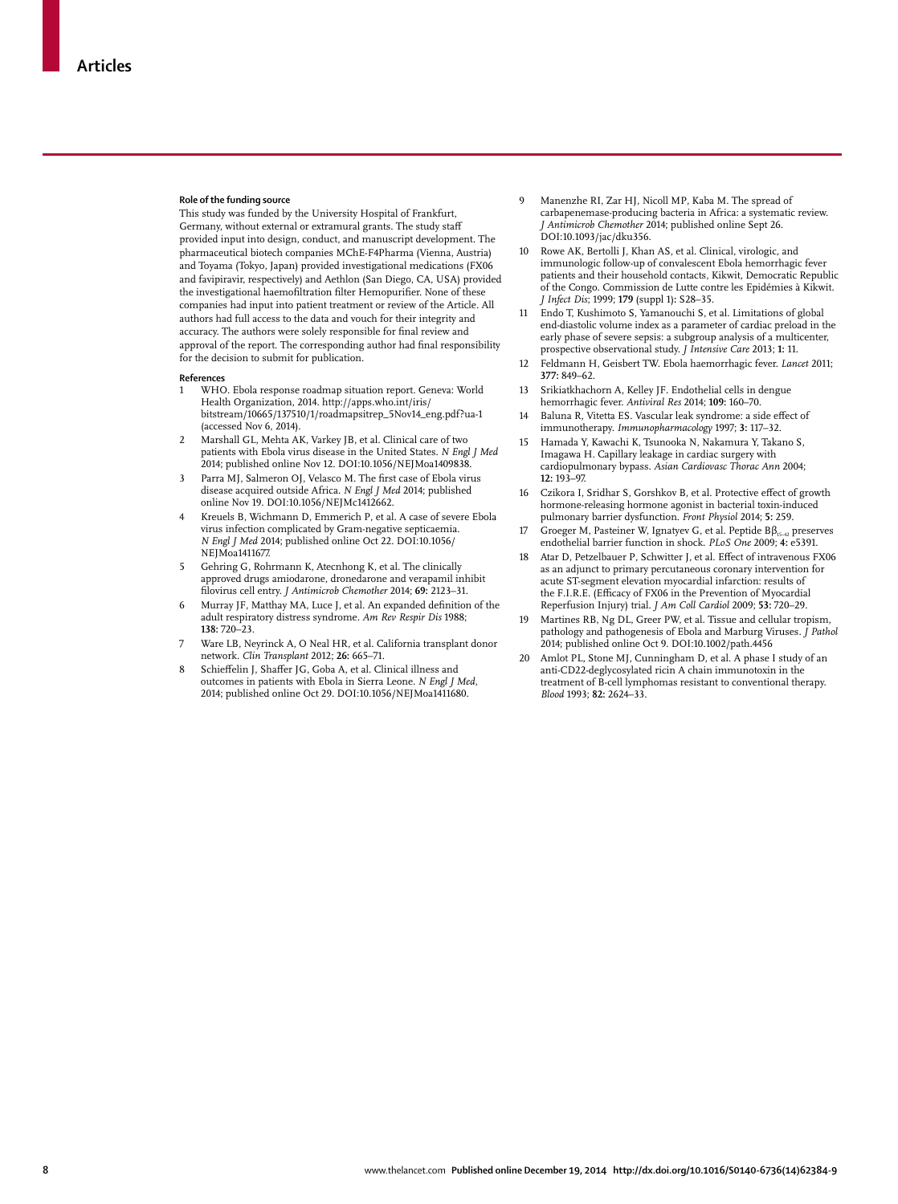### Role of the funding source

This study was funded by the University Hospital of Frankfurt, Germany, without external or extramural grants. The study staff provided input into design, conduct, and manuscript development. The pharmaceutical biotech companies MChE-F4Pharma (Vienna, Austria) and Toyama (Tokyo, Japan) provided investigational medications (FX06 and favipiravir, respectively) and Aethlon (San Diego, CA, USA) provided the investigational haemofiltration filter Hemopurifier. None of these companies had input into patient treatment or review of the Article. All authors had full access to the data and vouch for their integrity and accuracy. The authors were solely responsible for final review and approval of the report. The corresponding author had final responsibility for the decision to submit for publication.

### References

1. WHO. Ebola response roadmap situation report. Geneva: World Health Organization, 2014. http://apps.who.int/iris/bitstream/10665/137510/1/roadmapsitrep_5Nov14_eng.pdf?ua-1 (accessed Nov 6, 2014).
2. Marshall GL, Mehta AK, Varkey JB, et al. Clinical care of two patients with Ebola virus disease in the United States. *N Engl J Med* 2014; published online Nov 12. DOI:10.1056/NEJMoa1409838.
3. Parra MJ, Salmeron OJ, Velasco M. The first case of Ebola virus disease acquired outside Africa. *N Engl J Med* 2014; published online Nov 19. DOI:10.1056/NEJMc1412662.
4. Kreuels B, Wichmann D, Emmerich P, et al. A case of severe Ebola virus infection complicated by Gram-negative septicaemia. *N Engl J Med* 2014; published online Oct 22. DOI:10.1056/NEJMoa1411677.
5. Gehring G, Rohrmann K, Atecnhong K, et al. The clinically approved drugs amiodarone, dronedarone and verapamil inhibit filovirus cell entry. *J Antimicrob Chemother* 2014; **69:** 2123–31.
6. Murray JF, Matthay MA, Luce J, et al. An expanded definition of the adult respiratory distress syndrome. *Am Rev Respir Dis* 1988; **138:** 720–23.
7. Ware LB, Neyrinck A, O Neal HR, et al. California transplant donor network. *Clin Transplant* 2012; **26:** 665–71.
8. Schieffelin J, Shaffer JG, Goba A, et al. Clinical illness and outcomes in patients with Ebola in Sierra Leone. *N Engl J Med*, 2014; published online Oct 29. DOI:10.1056/NEJMoa1411680.
9. Manenzhe RI, Zar HJ, Nicoll MP, Kaba M. The spread of carbapenemase-producing bacteria in Africa: a systematic review. *J Antimicrob Chemother* 2014; published online Sept 26. DOI:10.1093/jac/dku356.
10. Rowe AK, Bertolli J, Khan AS, et al. Clinical, virologic, and immunologic follow-up of convalescent Ebola hemorrhagic fever patients and their household contacts, Kikwit, Democratic Republic of the Congo. Commission de Lutte contre les Epidémies à Kikwit. *J Infect Dis*; 1999; **179** (suppl 1): S28–35.
11. Endo T, Kushimoto S, Yamanouchi S, et al. Limitations of global end-diastolic volume index as a parameter of cardiac preload in the early phase of severe sepsis: a subgroup analysis of a multicenter, prospective observational study. *J Intensive Care* 2013; **1:** 11.
12. Feldmann H, Geisbert TW. Ebola haemorrhagic fever. *Lancet* 2011; **377:** 849–62.
13. Srikiatkhachorn A, Kelley JF. Endothelial cells in dengue hemorrhagic fever. *Antiviral Res* 2014; **109:** 160–70.
14. Baluna R, Vitetta ES. Vascular leak syndrome: a side effect of immunotherapy. *Immunopharmacology* 1997; **3:** 117–32.
15. Hamada Y, Kawachi K, Tsunooka N, Nakamura Y, Takano S, Imagawa H. Capillary leakage in cardiac surgery with cardiopulmonary bypass. *Asian Cardiovasc Thorac Ann* 2004; **12:** 193–97.
16. Czikora I, Sridhar S, Gorshkov B, et al. Protective effect of growth hormone-releasing hormone agonist in bacterial toxin-induced pulmonary barrier dysfunction. *Front Physiol* 2014; **5:** 259.
17. Groeger M, Pasteiner W, Ignatyev G, et al. Peptide $B\beta_{15-42}$ preserves endothelial barrier function in shock. *PLoS One* 2009; **4:** e5391.
18. Atar D, Petzelbauer P, Schwitter J, et al. Effect of intravenous FX06 as an adjunct to primary percutaneous coronary intervention for acute ST-segment elevation myocardial infarction: results of the F.I.R.E. (Efficacy of FX06 in the Prevention of Myocardial Reperfusion Injury) trial. *J Am Coll Cardiol* 2009; **53:** 720–29.
19. Martines RB, Ng DL, Greer PW, et al. Tissue and cellular tropism, pathology and pathogenesis of Ebola and Marburg Viruses. *J Pathol* 2014; published online Oct 9. DOI:10.1002/path.4456
20. Amlot PL, Stone MJ, Cunningham D, et al. A phase I study of an anti-CD22-deglycosylated ricin A chain immunotoxin in the treatment of B-cell lymphomas resistant to conventional therapy. *Blood* 1993; **82:** 2624–33.